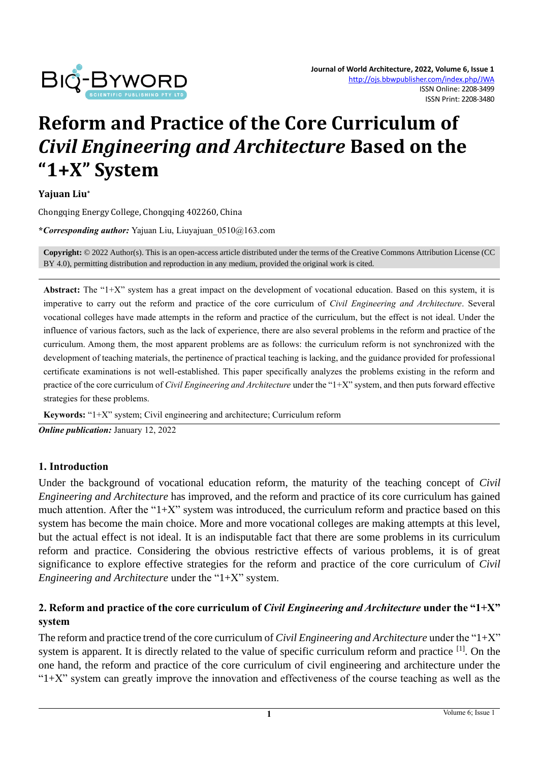# Reform and Practice of the Core Curriculum of *Civil Engineering and Architecture* Based on the "1+X" System

**Yajuan Liu***

Chongqing Energy College, Chongqing 402260, China

***Corresponding author:*** Yajuan Liu, Liuyajuan_0510@163.com

**Copyright:** © 2022 Author(s). This is an open-access article distributed under the terms of the Creative Commons Attribution License (CC BY 4.0), permitting distribution and reproduction in any medium, provided the original work is cited.

**Abstract:** The "1+X" system has a great impact on the development of vocational education. Based on this system, it is imperative to carry out the reform and practice of the core curriculum of *Civil Engineering and Architecture*. Several vocational colleges have made attempts in the reform and practice of the curriculum, but the effect is not ideal. Under the influence of various factors, such as the lack of experience, there are also several problems in the reform and practice of the curriculum. Among them, the most apparent problems are as follows: the curriculum reform is not synchronized with the development of teaching materials, the pertinence of practical teaching is lacking, and the guidance provided for professional certificate examinations is not well-established. This paper specifically analyzes the problems existing in the reform and practice of the core curriculum of *Civil Engineering and Architecture* under the "1+X" system, and then puts forward effective strategies for these problems.

**Keywords:** "1+X" system; Civil engineering and architecture; Curriculum reform

***Online publication:*** January 12, 2022

## 1. Introduction

Under the background of vocational education reform, the maturity of the teaching concept of *Civil Engineering and Architecture* has improved, and the reform and practice of its core curriculum has gained much attention. After the "1+X" system was introduced, the curriculum reform and practice based on this system has become the main choice. More and more vocational colleges are making attempts at this level, but the actual effect is not ideal. It is an indisputable fact that there are some problems in its curriculum reform and practice. Considering the obvious restrictive effects of various problems, it is of great significance to explore effective strategies for the reform and practice of the core curriculum of *Civil Engineering and Architecture* under the "1+X" system.

## 2. Reform and practice of the core curriculum of *Civil Engineering and Architecture* under the "1+X" system

The reform and practice trend of the core curriculum of *Civil Engineering and Architecture* under the "1+X" system is apparent. It is directly related to the value of specific curriculum reform and practice [1]. On the one hand, the reform and practice of the core curriculum of civil engineering and architecture under the "1+X" system can greatly improve the innovation and effectiveness of the course teaching as well as the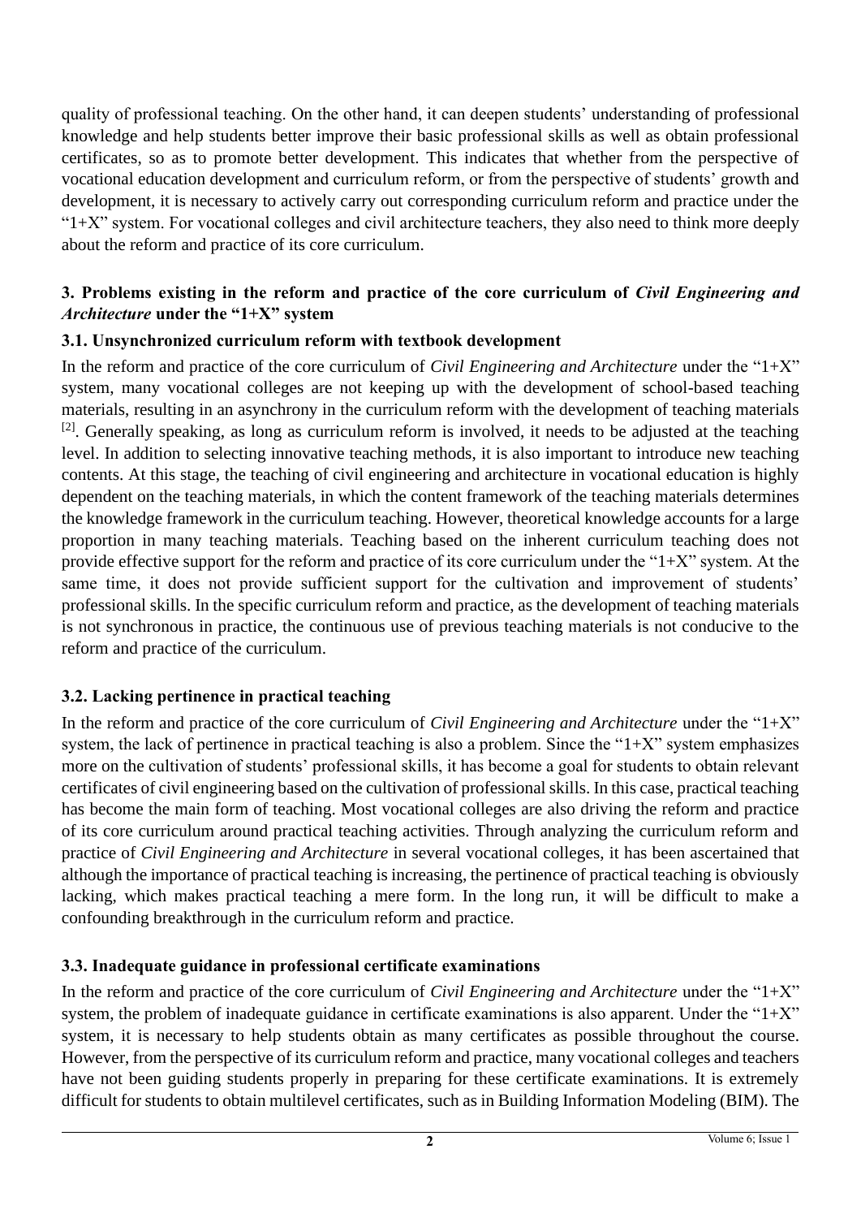quality of professional teaching. On the other hand, it can deepen students' understanding of professional knowledge and help students better improve their basic professional skills as well as obtain professional certificates, so as to promote better development. This indicates that whether from the perspective of vocational education development and curriculum reform, or from the perspective of students' growth and development, it is necessary to actively carry out corresponding curriculum reform and practice under the "1+X" system. For vocational colleges and civil architecture teachers, they also need to think more deeply about the reform and practice of its core curriculum.

## 3. Problems existing in the reform and practice of the core curriculum of *Civil Engineering and Architecture* under the "1+X" system

### 3.1. Unsynchronized curriculum reform with textbook development

In the reform and practice of the core curriculum of *Civil Engineering and Architecture* under the "1+X" system, many vocational colleges are not keeping up with the development of school-based teaching materials, resulting in an asynchrony in the curriculum reform with the development of teaching materials [2]. Generally speaking, as long as curriculum reform is involved, it needs to be adjusted at the teaching level. In addition to selecting innovative teaching methods, it is also important to introduce new teaching contents. At this stage, the teaching of civil engineering and architecture in vocational education is highly dependent on the teaching materials, in which the content framework of the teaching materials determines the knowledge framework in the curriculum teaching. However, theoretical knowledge accounts for a large proportion in many teaching materials. Teaching based on the inherent curriculum teaching does not provide effective support for the reform and practice of its core curriculum under the "1+X" system. At the same time, it does not provide sufficient support for the cultivation and improvement of students' professional skills. In the specific curriculum reform and practice, as the development of teaching materials is not synchronous in practice, the continuous use of previous teaching materials is not conducive to the reform and practice of the curriculum.

### 3.2. Lacking pertinence in practical teaching

In the reform and practice of the core curriculum of *Civil Engineering and Architecture* under the "1+X" system, the lack of pertinence in practical teaching is also a problem. Since the "1+X" system emphasizes more on the cultivation of students' professional skills, it has become a goal for students to obtain relevant certificates of civil engineering based on the cultivation of professional skills. In this case, practical teaching has become the main form of teaching. Most vocational colleges are also driving the reform and practice of its core curriculum around practical teaching activities. Through analyzing the curriculum reform and practice of *Civil Engineering and Architecture* in several vocational colleges, it has been ascertained that although the importance of practical teaching is increasing, the pertinence of practical teaching is obviously lacking, which makes practical teaching a mere form. In the long run, it will be difficult to make a confounding breakthrough in the curriculum reform and practice.

### 3.3. Inadequate guidance in professional certificate examinations

In the reform and practice of the core curriculum of *Civil Engineering and Architecture* under the "1+X" system, the problem of inadequate guidance in certificate examinations is also apparent. Under the "1+X" system, it is necessary to help students obtain as many certificates as possible throughout the course. However, from the perspective of its curriculum reform and practice, many vocational colleges and teachers have not been guiding students properly in preparing for these certificate examinations. It is extremely difficult for students to obtain multilevel certificates, such as in Building Information Modeling (BIM). The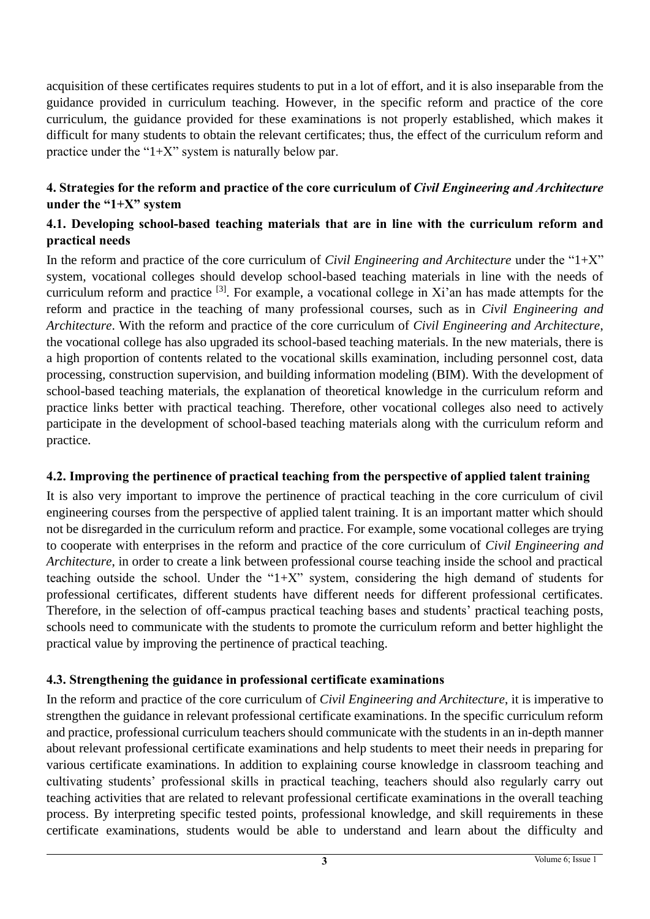acquisition of these certificates requires students to put in a lot of effort, and it is also inseparable from the guidance provided in curriculum teaching. However, in the specific reform and practice of the core curriculum, the guidance provided for these examinations is not properly established, which makes it difficult for many students to obtain the relevant certificates; thus, the effect of the curriculum reform and practice under the "1+X" system is naturally below par.

## 4. Strategies for the reform and practice of the core curriculum of *Civil Engineering and Architecture* under the "1+X" system

### 4.1. Developing school-based teaching materials that are in line with the curriculum reform and practical needs

In the reform and practice of the core curriculum of *Civil Engineering and Architecture* under the "1+X" system, vocational colleges should develop school-based teaching materials in line with the needs of curriculum reform and practice [3]. For example, a vocational college in Xi'an has made attempts for the reform and practice in the teaching of many professional courses, such as in *Civil Engineering and Architecture*. With the reform and practice of the core curriculum of *Civil Engineering and Architecture*, the vocational college has also upgraded its school-based teaching materials. In the new materials, there is a high proportion of contents related to the vocational skills examination, including personnel cost, data processing, construction supervision, and building information modeling (BIM). With the development of school-based teaching materials, the explanation of theoretical knowledge in the curriculum reform and practice links better with practical teaching. Therefore, other vocational colleges also need to actively participate in the development of school-based teaching materials along with the curriculum reform and practice.

### 4.2. Improving the pertinence of practical teaching from the perspective of applied talent training

It is also very important to improve the pertinence of practical teaching in the core curriculum of civil engineering courses from the perspective of applied talent training. It is an important matter which should not be disregarded in the curriculum reform and practice. For example, some vocational colleges are trying to cooperate with enterprises in the reform and practice of the core curriculum of *Civil Engineering and Architecture*, in order to create a link between professional course teaching inside the school and practical teaching outside the school. Under the "1+X" system, considering the high demand of students for professional certificates, different students have different needs for different professional certificates. Therefore, in the selection of off-campus practical teaching bases and students' practical teaching posts, schools need to communicate with the students to promote the curriculum reform and better highlight the practical value by improving the pertinence of practical teaching.

### 4.3. Strengthening the guidance in professional certificate examinations

In the reform and practice of the core curriculum of *Civil Engineering and Architecture*, it is imperative to strengthen the guidance in relevant professional certificate examinations. In the specific curriculum reform and practice, professional curriculum teachers should communicate with the students in an in-depth manner about relevant professional certificate examinations and help students to meet their needs in preparing for various certificate examinations. In addition to explaining course knowledge in classroom teaching and cultivating students' professional skills in practical teaching, teachers should also regularly carry out teaching activities that are related to relevant professional certificate examinations in the overall teaching process. By interpreting specific tested points, professional knowledge, and skill requirements in these certificate examinations, students would be able to understand and learn about the difficulty and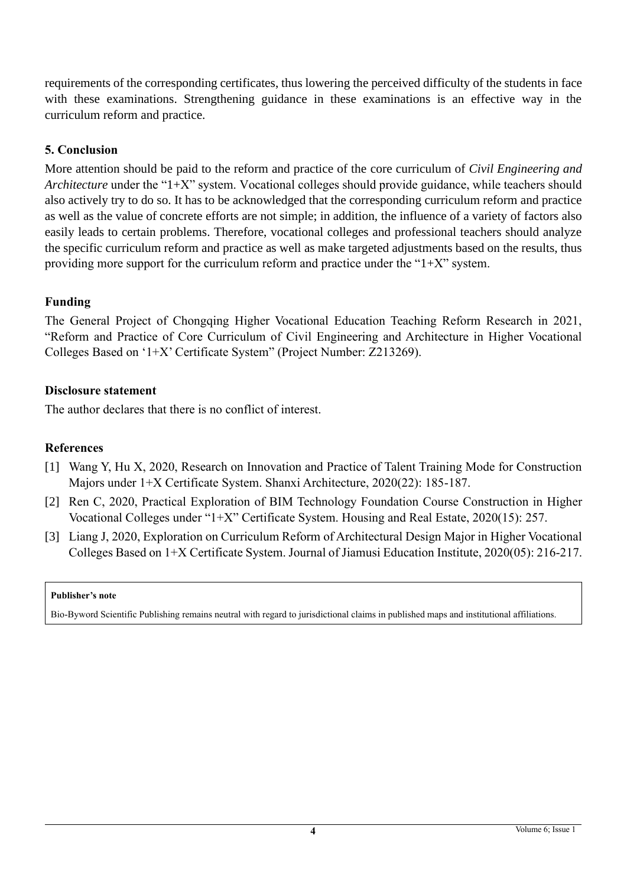requirements of the corresponding certificates, thus lowering the perceived difficulty of the students in face with these examinations. Strengthening guidance in these examinations is an effective way in the curriculum reform and practice.

## 5. Conclusion

More attention should be paid to the reform and practice of the core curriculum of *Civil Engineering and Architecture* under the "1+X" system. Vocational colleges should provide guidance, while teachers should also actively try to do so. It has to be acknowledged that the corresponding curriculum reform and practice as well as the value of concrete efforts are not simple; in addition, the influence of a variety of factors also easily leads to certain problems. Therefore, vocational colleges and professional teachers should analyze the specific curriculum reform and practice as well as make targeted adjustments based on the results, thus providing more support for the curriculum reform and practice under the "1+X" system.

## Funding

The General Project of Chongqing Higher Vocational Education Teaching Reform Research in 2021, "Reform and Practice of Core Curriculum of Civil Engineering and Architecture in Higher Vocational Colleges Based on '1+X' Certificate System" (Project Number: Z213269).

## Disclosure statement

The author declares that there is no conflict of interest.

## References

[1] Wang Y, Hu X, 2020, Research on Innovation and Practice of Talent Training Mode for Construction Majors under 1+X Certificate System. Shanxi Architecture, 2020(22): 185-187.

[2] Ren C, 2020, Practical Exploration of BIM Technology Foundation Course Construction in Higher Vocational Colleges under "1+X" Certificate System. Housing and Real Estate, 2020(15): 257.

[3] Liang J, 2020, Exploration on Curriculum Reform of Architectural Design Major in Higher Vocational Colleges Based on 1+X Certificate System. Journal of Jiamusi Education Institute, 2020(05): 216-217.

**Publisher's note**

Bio-Byword Scientific Publishing remains neutral with regard to jurisdictional claims in published maps and institutional affiliations.